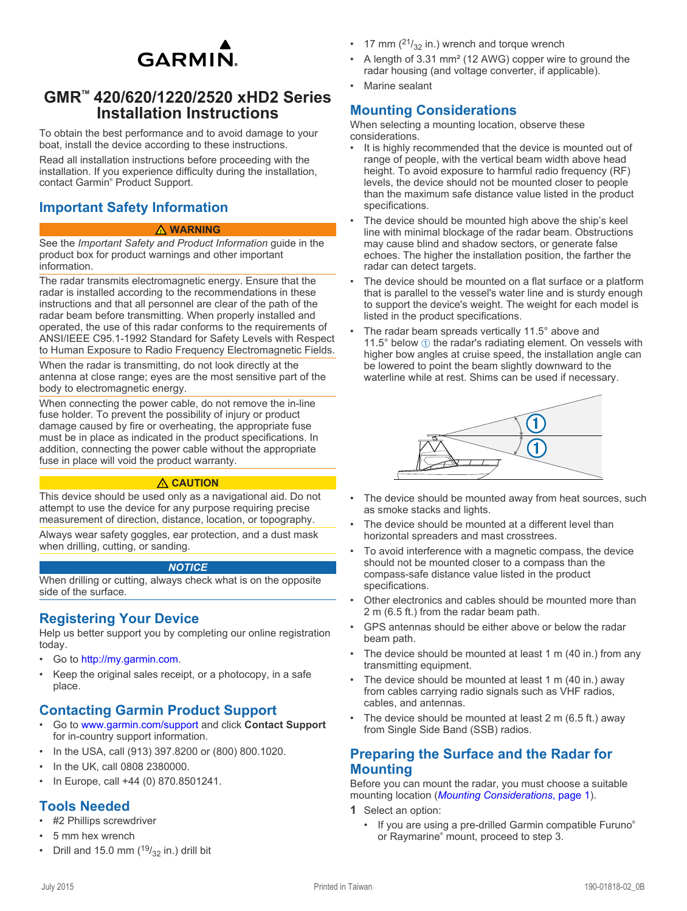GARMIN

# GMR™ 420/620/1220/2520 xHD2 Series Installation Instructions

To obtain the best performance and to avoid damage to your boat, install the device according to these instructions.

Read all installation instructions before proceeding with the installation. If you experience difficulty during the installation, contact Garmin® Product Support.

## Important Safety Information

**⚠ WARNING**

See the *Important Safety and Product Information* guide in the product box for product warnings and other important information.

The radar transmits electromagnetic energy. Ensure that the radar is installed according to the recommendations in these instructions and that all personnel are clear of the path of the radar beam before transmitting. When properly installed and operated, the use of this radar conforms to the requirements of ANSI/IEEE C95.1-1992 Standard for Safety Levels with Respect to Human Exposure to Radio Frequency Electromagnetic Fields.

When the radar is transmitting, do not look directly at the antenna at close range; eyes are the most sensitive part of the body to electromagnetic energy.

When connecting the power cable, do not remove the in-line fuse holder. To prevent the possibility of injury or product damage caused by fire or overheating, the appropriate fuse must be in place as indicated in the product specifications. In addition, connecting the power cable without the appropriate fuse in place will void the product warranty.

**⚠ CAUTION**

This device should be used only as a navigational aid. Do not attempt to use the device for any purpose requiring precise measurement of direction, distance, location, or topography.

Always wear safety goggles, ear protection, and a dust mask when drilling, cutting, or sanding.

***NOTICE***

When drilling or cutting, always check what is on the opposite side of the surface.

## Registering Your Device

Help us better support you by completing our online registration today.

- Go to http://my.garmin.com.
- Keep the original sales receipt, or a photocopy, in a safe place.

## Contacting Garmin Product Support

- Go to www.garmin.com/support and click **Contact Support** for in-country support information.
- In the USA, call (913) 397.8200 or (800) 800.1020.
- In the UK, call 0808 2380000.
- In Europe, call +44 (0) 870.8501241.

## Tools Needed

- #2 Phillips screwdriver
- 5 mm hex wrench
- Drill and 15.0 mm (19/32 in.) drill bit
- 17 mm (21/32 in.) wrench and torque wrench
- A length of 3.31 mm² (12 AWG) copper wire to ground the radar housing (and voltage converter, if applicable).
- Marine sealant

## Mounting Considerations

When selecting a mounting location, observe these considerations.

- It is highly recommended that the device is mounted out of range of people, with the vertical beam width above head height. To avoid exposure to harmful radio frequency (RF) levels, the device should not be mounted closer to people than the maximum safe distance value listed in the product specifications.
- The device should be mounted high above the ship's keel line with minimal blockage of the radar beam. Obstructions may cause blind and shadow sectors, or generate false echoes. The higher the installation position, the farther the radar can detect targets.
- The device should be mounted on a flat surface or a platform that is parallel to the vessel's water line and is sturdy enough to support the device's weight. The weight for each model is listed in the product specifications.
- The radar beam spreads vertically 11.5° above and 11.5° below ① the radar's radiating element. On vessels with higher bow angles at cruise speed, the installation angle can be lowered to point the beam slightly downward to the waterline while at rest. Shims can be used if necessary.
- The device should be mounted away from heat sources, such as smoke stacks and lights.
- The device should be mounted at a different level than horizontal spreaders and mast crosstrees.
- To avoid interference with a magnetic compass, the device should not be mounted closer to a compass than the compass-safe distance value listed in the product specifications.
- Other electronics and cables should be mounted more than 2 m (6.5 ft.) from the radar beam path.
- GPS antennas should be either above or below the radar beam path.
- The device should be mounted at least 1 m (40 in.) from any transmitting equipment.
- The device should be mounted at least 1 m (40 in.) away from cables carrying radio signals such as VHF radios, cables, and antennas.
- The device should be mounted at least 2 m (6.5 ft.) away from Single Side Band (SSB) radios.

## Preparing the Surface and the Radar for Mounting

Before you can mount the radar, you must choose a suitable mounting location (*Mounting Considerations*, page 1).

**1** Select an option:
   - If you are using a pre-drilled Garmin compatible Furuno® or Raymarine® mount, proceed to step 3.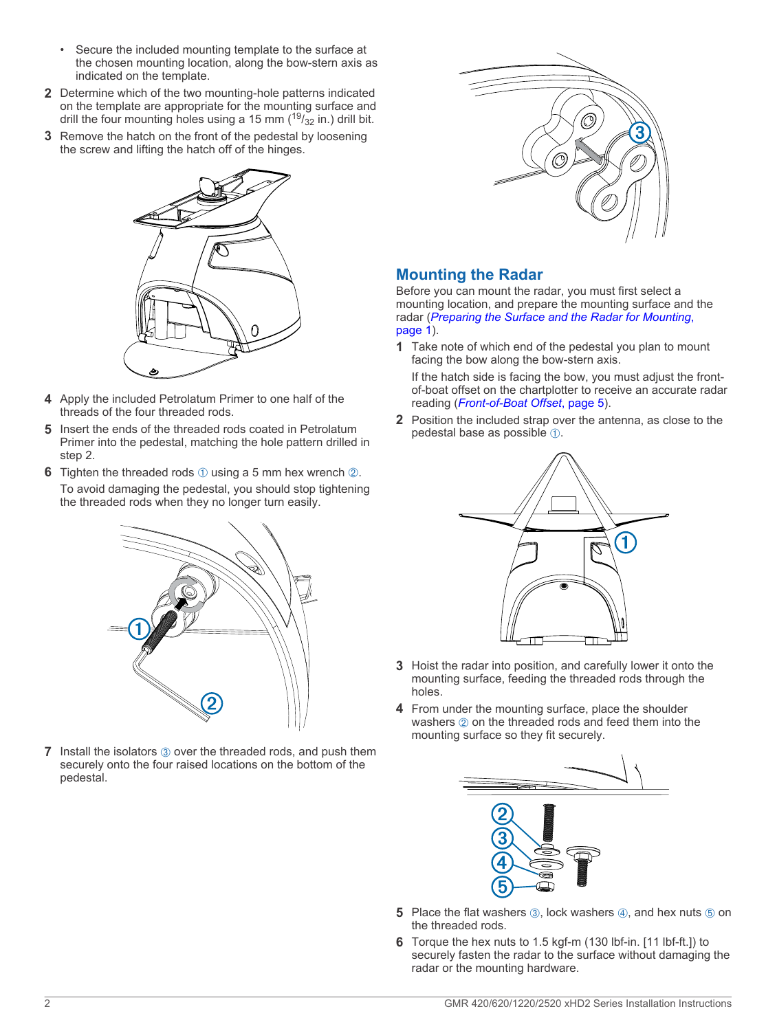- Secure the included mounting template to the surface at the chosen mounting location, along the bow-stern axis as indicated on the template.

2. Determine which of the two mounting-hole patterns indicated on the template are appropriate for the mounting surface and drill the four mounting holes using a 15 mm ($^{19}/_{32}$ in.) drill bit.
3. Remove the hatch on the front of the pedestal by loosening the screw and lifting the hatch off of the hinges.
4. Apply the included Petrolatum Primer to one half of the threads of the four threaded rods.
5. Insert the ends of the threaded rods coated in Petrolatum Primer into the pedestal, matching the hole pattern drilled in step 2.
6. Tighten the threaded rods ① using a 5 mm hex wrench ②.

   To avoid damaging the pedestal, you should stop tightening the threaded rods when they no longer turn easily.
7. Install the isolators ③ over the threaded rods, and push them securely onto the four raised locations on the bottom of the pedestal.

## Mounting the Radar

Before you can mount the radar, you must first select a mounting location, and prepare the mounting surface and the radar (*Preparing the Surface and the Radar for Mounting*, page 1).

1. Take note of which end of the pedestal you plan to mount facing the bow along the bow-stern axis.

   If the hatch side is facing the bow, you must adjust the front-of-boat offset on the chartplotter to receive an accurate radar reading (*Front-of-Boat Offset*, page 5).
2. Position the included strap over the antenna, as close to the pedestal base as possible ①.
3. Hoist the radar into position, and carefully lower it onto the mounting surface, feeding the threaded rods through the holes.
4. From under the mounting surface, place the shoulder washers ② on the threaded rods and feed them into the mounting surface so they fit securely.
5. Place the flat washers ③, lock washers ④, and hex nuts ⑤ on the threaded rods.
6. Torque the hex nuts to 1.5 kgf-m (130 lbf-in. [11 lbf-ft.]) to securely fasten the radar to the surface without damaging the radar or the mounting hardware.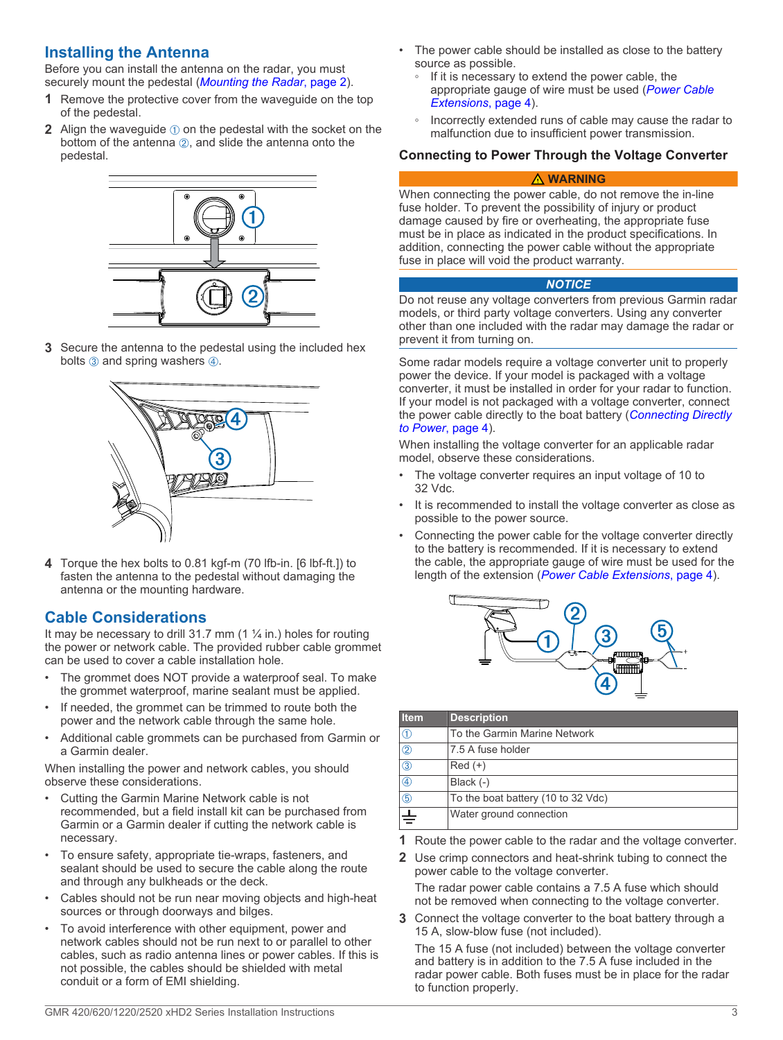## Installing the Antenna

Before you can install the antenna on the radar, you must securely mount the pedestal (*Mounting the Radar*, page 2).

1. Remove the protective cover from the waveguide on the top of the pedestal.
2. Align the waveguide ① on the pedestal with the socket on the bottom of the antenna ②, and slide the antenna onto the pedestal.
3. Secure the antenna to the pedestal using the included hex bolts ③ and spring washers ④.
4. Torque the hex bolts to 0.81 kgf-m (70 lbf-in. [6 lbf-ft.]) to fasten the antenna to the pedestal without damaging the antenna or the mounting hardware.

## Cable Considerations

It may be necessary to drill 31.7 mm (1 ¼ in.) holes for routing the power or network cable. The provided rubber cable grommet can be used to cover a cable installation hole.

- The grommet does NOT provide a waterproof seal. To make the grommet waterproof, marine sealant must be applied.
- If needed, the grommet can be trimmed to route both the power and the network cable through the same hole.
- Additional cable grommets can be purchased from Garmin or a Garmin dealer.

When installing the power and network cables, you should observe these considerations.

- Cutting the Garmin Marine Network cable is not recommended, but a field install kit can be purchased from Garmin or a Garmin dealer if cutting the network cable is necessary.
- To ensure safety, appropriate tie-wraps, fasteners, and sealant should be used to secure the cable along the route and through any bulkheads or the deck.
- Cables should not be run near moving objects and high-heat sources or through doorways and bilges.
- To avoid interference with other equipment, power and network cables should not be run next to or parallel to other cables, such as radio antenna lines or power cables. If this is not possible, the cables should be shielded with metal conduit or a form of EMI shielding.
- The power cable should be installed as close to the battery source as possible.
  - If it is necessary to extend the power cable, the appropriate gauge of wire must be used (*Power Cable Extensions*, page 4).
  - Incorrectly extended runs of cable may cause the radar to malfunction due to insufficient power transmission.

### Connecting to Power Through the Voltage Converter

**⚠ WARNING**

When connecting the power cable, do not remove the in-line fuse holder. To prevent the possibility of injury or product damage caused by fire or overheating, the appropriate fuse must be in place as indicated in the product specifications. In addition, connecting the power cable without the appropriate fuse in place will void the product warranty.

**NOTICE**

Do not reuse any voltage converters from previous Garmin radar models, or third party voltage converters. Using any converter other than one included with the radar may damage the radar or prevent it from turning on.

Some radar models require a voltage converter unit to properly power the device. If your model is packaged with a voltage converter, it must be installed in order for your radar to function. If your model is not packaged with a voltage converter, connect the power cable directly to the boat battery (*Connecting Directly to Power*, page 4).

When installing the voltage converter for an applicable radar model, observe these considerations.

- The voltage converter requires an input voltage of 10 to 32 Vdc.
- It is recommended to install the voltage converter as close as possible to the power source.
- Connecting the power cable for the voltage converter directly to the battery is recommended. If it is necessary to extend the cable, the appropriate gauge of wire must be used for the length of the extension (*Power Cable Extensions*, page 4).

| Item | Description |
|---|---|
| ① | To the Garmin Marine Network |
| ② | 7.5 A fuse holder |
| ③ | Red (+) |
| ④ | Black (-) |
| ⑤ | To the boat battery (10 to 32 Vdc) |
| ⏚ | Water ground connection |

1. Route the power cable to the radar and the voltage converter.
2. Use crimp connectors and heat-shrink tubing to connect the power cable to the voltage converter.

   The radar power cable contains a 7.5 A fuse which should not be removed when connecting to the voltage converter.
3. Connect the voltage converter to the boat battery through a 15 A, slow-blow fuse (not included).

   The 15 A fuse (not included) between the voltage converter and battery is in addition to the 7.5 A fuse included in the radar power cable. Both fuses must be in place for the radar to function properly.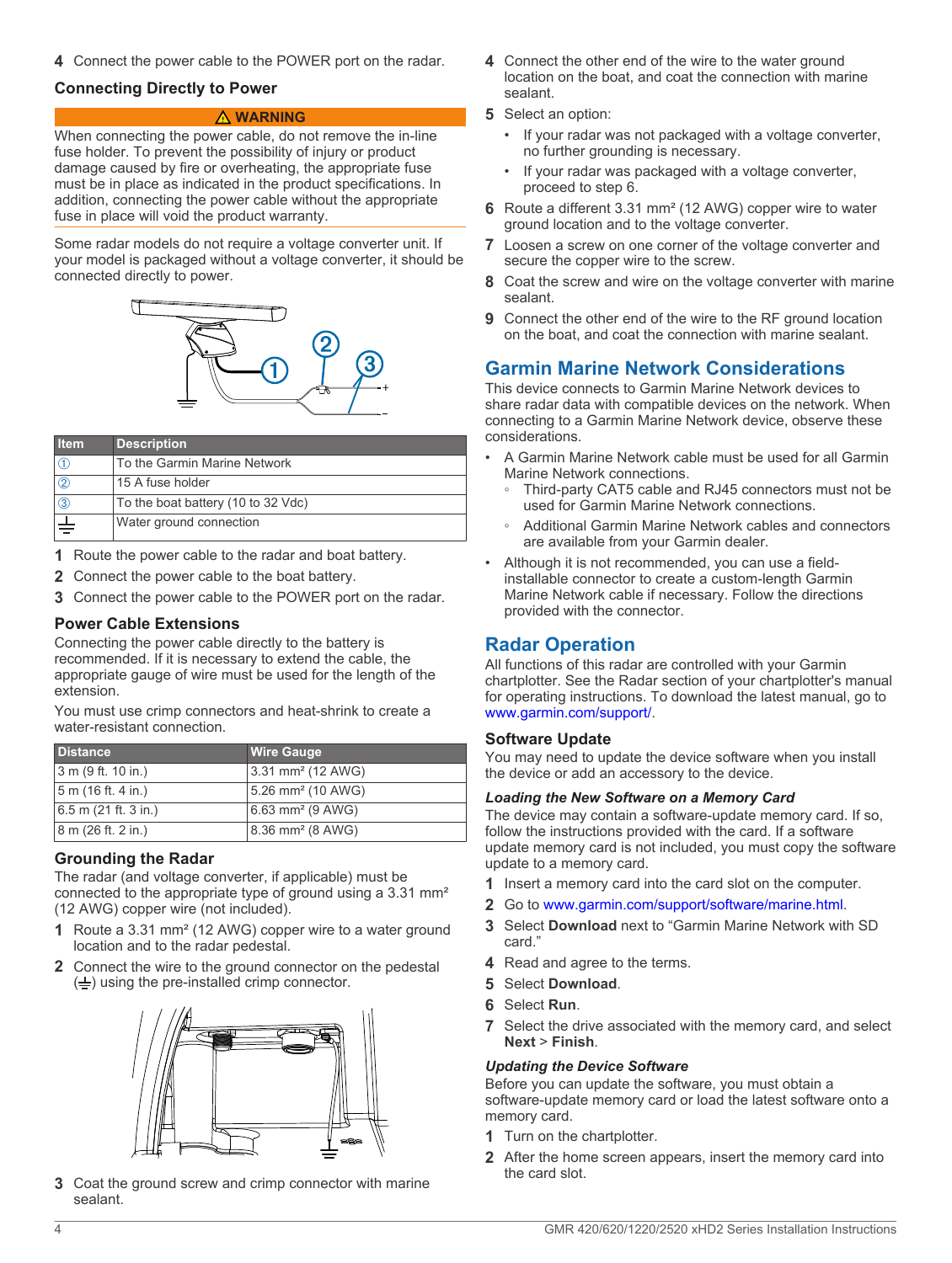4 Connect the power cable to the POWER port on the radar.

### Connecting Directly to Power

**⚠ WARNING**

When connecting the power cable, do not remove the in-line fuse holder. To prevent the possibility of injury or product damage caused by fire or overheating, the appropriate fuse must be in place as indicated in the product specifications. In addition, connecting the power cable without the appropriate fuse in place will void the product warranty.

Some radar models do not require a voltage converter unit. If your model is packaged without a voltage converter, it should be connected directly to power.

| Item | Description |
| --- | --- |
| ① | To the Garmin Marine Network |
| ② | 15 A fuse holder |
| ③ | To the boat battery (10 to 32 Vdc) |
| ⏚ | Water ground connection |

1 Route the power cable to the radar and boat battery.
2 Connect the power cable to the boat battery.
3 Connect the power cable to the POWER port on the radar.

### Power Cable Extensions

Connecting the power cable directly to the battery is recommended. If it is necessary to extend the cable, the appropriate gauge of wire must be used for the length of the extension.

You must use crimp connectors and heat-shrink to create a water-resistant connection.

| Distance | Wire Gauge |
| --- | --- |
| 3 m (9 ft. 10 in.) | 3.31 mm² (12 AWG) |
| 5 m (16 ft. 4 in.) | 5.26 mm² (10 AWG) |
| 6.5 m (21 ft. 3 in.) | 6.63 mm² (9 AWG) |
| 8 m (26 ft. 2 in.) | 8.36 mm² (8 AWG) |

### Grounding the Radar

The radar (and voltage converter, if applicable) must be connected to the appropriate type of ground using a 3.31 mm² (12 AWG) copper wire (not included).

1 Route a 3.31 mm² (12 AWG) copper wire to a water ground location and to the radar pedestal.
2 Connect the wire to the ground connector on the pedestal (⏚) using the pre-installed crimp connector.
3 Coat the ground screw and crimp connector with marine sealant.
4 Connect the other end of the wire to the water ground location on the boat, and coat the connection with marine sealant.
5 Select an option:
   - If your radar was not packaged with a voltage converter, no further grounding is necessary.
   - If your radar was packaged with a voltage converter, proceed to step 6.
6 Route a different 3.31 mm² (12 AWG) copper wire to water ground location and to the voltage converter.
7 Loosen a screw on one corner of the voltage converter and secure the copper wire to the screw.
8 Coat the screw and wire on the voltage converter with marine sealant.
9 Connect the other end of the wire to the RF ground location on the boat, and coat the connection with marine sealant.

## Garmin Marine Network Considerations

This device connects to Garmin Marine Network devices to share radar data with compatible devices on the network. When connecting to a Garmin Marine Network device, observe these considerations.

- A Garmin Marine Network cable must be used for all Garmin Marine Network connections.
   - Third-party CAT5 cable and RJ45 connectors must not be used for Garmin Marine Network connections.
   - Additional Garmin Marine Network cables and connectors are available from your Garmin dealer.
- Although it is not recommended, you can use a field-installable connector to create a custom-length Garmin Marine Network cable if necessary. Follow the directions provided with the connector.

## Radar Operation

All functions of this radar are controlled with your Garmin chartplotter. See the Radar section of your chartplotter's manual for operating instructions. To download the latest manual, go to www.garmin.com/support/.

### Software Update

You may need to update the device software when you install the device or add an accessory to the device.

#### *Loading the New Software on a Memory Card*

The device may contain a software-update memory card. If so, follow the instructions provided with the card. If a software update memory card is not included, you must copy the software update to a memory card.

1 Insert a memory card into the card slot on the computer.
2 Go to www.garmin.com/support/software/marine.html.
3 Select **Download** next to "Garmin Marine Network with SD card."
4 Read and agree to the terms.
5 Select **Download**.
6 Select **Run**.
7 Select the drive associated with the memory card, and select **Next** > **Finish**.

#### *Updating the Device Software*

Before you can update the software, you must obtain a software-update memory card or load the latest software onto a memory card.

1 Turn on the chartplotter.
2 After the home screen appears, insert the memory card into the card slot.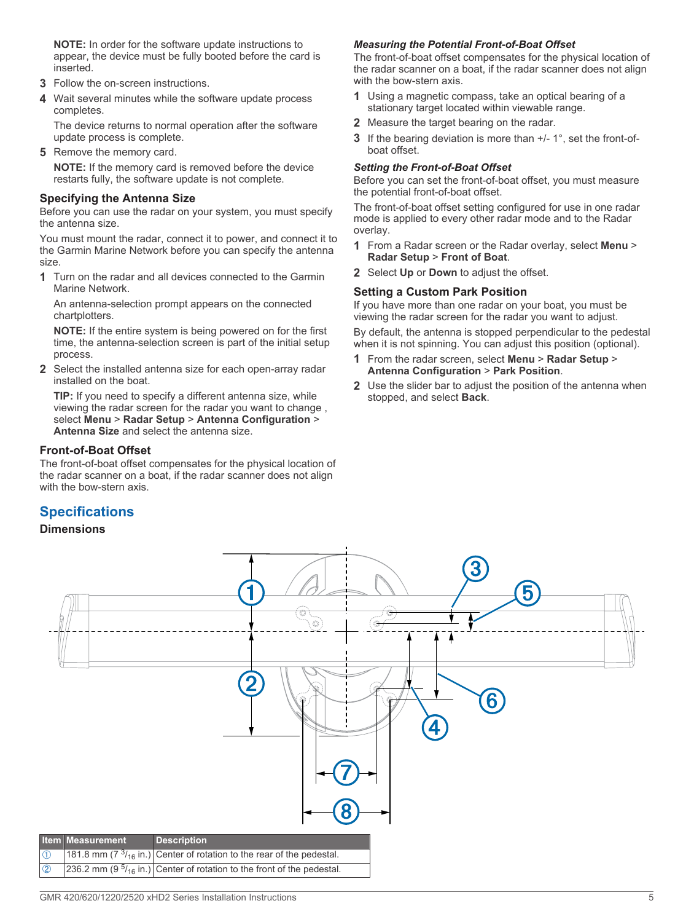**NOTE:** In order for the software update instructions to appear, the device must be fully booted before the card is inserted.

3. Follow the on-screen instructions.
4. Wait several minutes while the software update process completes.

   The device returns to normal operation after the software update process is complete.
5. Remove the memory card.

   **NOTE:** If the memory card is removed before the device restarts fully, the software update is not complete.

### Specifying the Antenna Size

Before you can use the radar on your system, you must specify the antenna size.

You must mount the radar, connect it to power, and connect it to the Garmin Marine Network before you can specify the antenna size.

1. Turn on the radar and all devices connected to the Garmin Marine Network.

   An antenna-selection prompt appears on the connected chartplotters.

   **NOTE:** If the entire system is being powered on for the first time, the antenna-selection screen is part of the initial setup process.
2. Select the installed antenna size for each open-array radar installed on the boat.

   **TIP:** If you need to specify a different antenna size, while viewing the radar screen for the radar you want to change , select **Menu** > **Radar Setup** > **Antenna Configuration** > **Antenna Size** and select the antenna size.

### Front-of-Boat Offset

The front-of-boat offset compensates for the physical location of the radar scanner on a boat, if the radar scanner does not align with the bow-stern axis.

#### *Measuring the Potential Front-of-Boat Offset*

The front-of-boat offset compensates for the physical location of the radar scanner on a boat, if the radar scanner does not align with the bow-stern axis.

1. Using a magnetic compass, take an optical bearing of a stationary target located within viewable range.
2. Measure the target bearing on the radar.
3. If the bearing deviation is more than +/- 1°, set the front-of-boat offset.

#### *Setting the Front-of-Boat Offset*

Before you can set the front-of-boat offset, you must measure the potential front-of-boat offset.

The front-of-boat offset setting configured for use in one radar mode is applied to every other radar mode and to the Radar overlay.

1. From a Radar screen or the Radar overlay, select **Menu** > **Radar Setup** > **Front of Boat**.
2. Select **Up** or **Down** to adjust the offset.

### Setting a Custom Park Position

If you have more than one radar on your boat, you must be viewing the radar screen for the radar you want to adjust.

By default, the antenna is stopped perpendicular to the pedestal when it is not spinning. You can adjust this position (optional).

1. From the radar screen, select **Menu** > **Radar Setup** > **Antenna Configuration** > **Park Position**.
2. Use the slider bar to adjust the position of the antenna when stopped, and select **Back**.

## Specifications

### Dimensions

| Item | Measurement | Description |
|---|---|---|
| ① | 181.8 mm (7 3/16 in.) | Center of rotation to the rear of the pedestal. |
| ② | 236.2 mm (9 5/16 in.) | Center of rotation to the front of the pedestal. |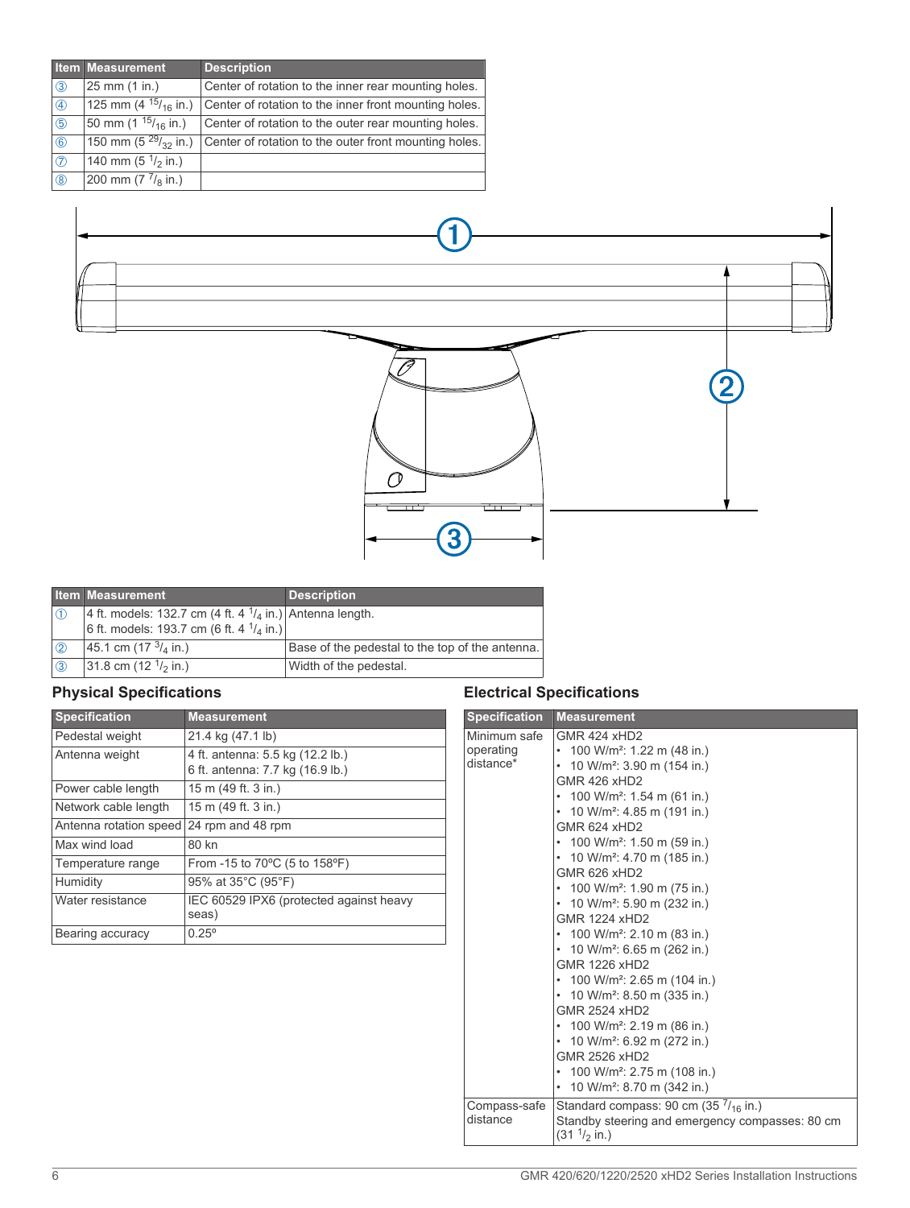| Item | Measurement | Description |
|---|---|---|
| ③ | 25 mm (1 in.) | Center of rotation to the inner rear mounting holes. |
| ④ | 125 mm (4 15/16 in.) | Center of rotation to the inner front mounting holes. |
| ⑤ | 50 mm (1 15/16 in.) | Center of rotation to the outer rear mounting holes. |
| ⑥ | 150 mm (5 29/32 in.) | Center of rotation to the outer front mounting holes. |
| ⑦ | 140 mm (5 1/2 in.) | |
| ⑧ | 200 mm (7 7/8 in.) | |

| Item | Measurement | Description |
|---|---|---|
| ① | 4 ft. models: 132.7 cm (4 ft. 4 1/4 in.)<br>6 ft. models: 193.7 cm (6 ft. 4 1/4 in.) | Antenna length. |
| ② | 45.1 cm (17 3/4 in.) | Base of the pedestal to the top of the antenna. |
| ③ | 31.8 cm (12 1/2 in.) | Width of the pedestal. |

## Physical Specifications

| Specification | Measurement |
|---|---|
| Pedestal weight | 21.4 kg (47.1 lb) |
| Antenna weight | 4 ft. antenna: 5.5 kg (12.2 lb.)<br>6 ft. antenna: 7.7 kg (16.9 lb.) |
| Power cable length | 15 m (49 ft. 3 in.) |
| Network cable length | 15 m (49 ft. 3 in.) |
| Antenna rotation speed | 24 rpm and 48 rpm |
| Max wind load | 80 kn |
| Temperature range | From -15 to 70ºC (5 to 158ºF) |
| Humidity | 95% at 35°C (95°F) |
| Water resistance | IEC 60529 IPX6 (protected against heavy seas) |
| Bearing accuracy | 0.25º |

## Electrical Specifications

| Specification | Measurement |
|---|---|
| Minimum safe operating distance* | GMR 424 xHD2<br>• 100 W/m²: 1.22 m (48 in.)<br>• 10 W/m²: 3.90 m (154 in.)<br>GMR 426 xHD2<br>• 100 W/m²: 1.54 m (61 in.)<br>• 10 W/m²: 4.85 m (191 in.)<br>GMR 624 xHD2<br>• 100 W/m²: 1.50 m (59 in.)<br>• 10 W/m²: 4.70 m (185 in.)<br>GMR 626 xHD2<br>• 100 W/m²: 1.90 m (75 in.)<br>• 10 W/m²: 5.90 m (232 in.)<br>GMR 1224 xHD2<br>• 100 W/m²: 2.10 m (83 in.)<br>• 10 W/m²: 6.65 m (262 in.)<br>GMR 1226 xHD2<br>• 100 W/m²: 2.65 m (104 in.)<br>• 10 W/m²: 8.50 m (335 in.)<br>GMR 2524 xHD2<br>• 100 W/m²: 2.19 m (86 in.)<br>• 10 W/m²: 6.92 m (272 in.)<br>GMR 2526 xHD2<br>• 100 W/m²: 2.75 m (108 in.)<br>• 10 W/m²: 8.70 m (342 in.) |
| Compass-safe distance | Standard compass: 90 cm (35 7/16 in.)<br>Standby steering and emergency compasses: 80 cm (31 1/2 in.) |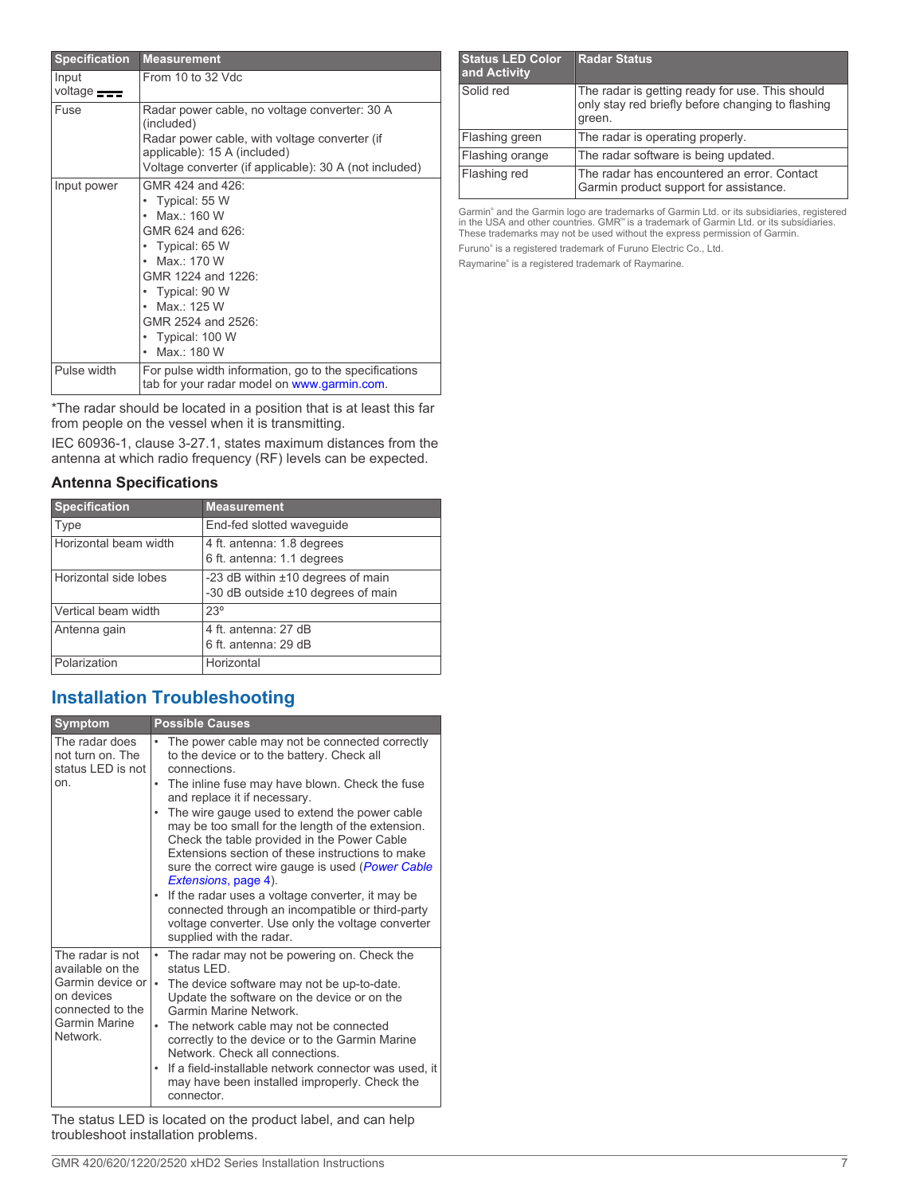| Specification | Measurement |
|---|---|
| Input voltage ⎓ | From 10 to 32 Vdc |
| Fuse | Radar power cable, no voltage converter: 30 A (included)<br>Radar power cable, with voltage converter (if applicable): 15 A (included)<br>Voltage converter (if applicable): 30 A (not included) |
| Input power | GMR 424 and 426:<br>• Typical: 55 W<br>• Max.: 160 W<br>GMR 624 and 626:<br>• Typical: 65 W<br>• Max.: 170 W<br>GMR 1224 and 1226:<br>• Typical: 90 W<br>• Max.: 125 W<br>GMR 2524 and 2526:<br>• Typical: 100 W<br>• Max.: 180 W |
| Pulse width | For pulse width information, go to the specifications tab for your radar model on www.garmin.com. |

*The radar should be located in a position that is at least this far from people on the vessel when it is transmitting.

IEC 60936-1, clause 3-27.1, states maximum distances from the antenna at which radio frequency (RF) levels can be expected.

### Antenna Specifications

| Specification | Measurement |
|---|---|
| Type | End-fed slotted waveguide |
| Horizontal beam width | 4 ft. antenna: 1.8 degrees<br>6 ft. antenna: 1.1 degrees |
| Horizontal side lobes | -23 dB within ±10 degrees of main<br>-30 dB outside ±10 degrees of main |
| Vertical beam width | 23º |
| Antenna gain | 4 ft. antenna: 27 dB<br>6 ft. antenna: 29 dB |
| Polarization | Horizontal |

## Installation Troubleshooting

| Symptom | Possible Causes |
|---|---|
| The radar does not turn on. The status LED is not on. | • The power cable may not be connected correctly to the device or to the battery. Check all connections.<br>• The inline fuse may have blown. Check the fuse and replace it if necessary.<br>• The wire gauge used to extend the power cable may be too small for the length of the extension. Check the table provided in the Power Cable Extensions section of these instructions to make sure the correct wire gauge is used (*Power Cable Extensions*, page 4).<br>• If the radar uses a voltage converter, it may be connected through an incompatible or third-party voltage converter. Use only the voltage converter supplied with the radar. |
| The radar is not available on the Garmin device or on devices connected to the Garmin Marine Network. | • The radar may not be powering on. Check the status LED.<br>• The device software may not be up-to-date. Update the software on the device or on the Garmin Marine Network.<br>• The network cable may not be connected correctly to the device or to the Garmin Marine Network. Check all connections.<br>• If a field-installable network connector was used, it may have been installed improperly. Check the connector. |

The status LED is located on the product label, and can help troubleshoot installation problems.

| Status LED Color and Activity | Radar Status |
|---|---|
| Solid red | The radar is getting ready for use. This should only stay red briefly before changing to flashing green. |
| Flashing green | The radar is operating properly. |
| Flashing orange | The radar software is being updated. |
| Flashing red | The radar has encountered an error. Contact Garmin product support for assistance. |

Garmin® and the Garmin logo are trademarks of Garmin Ltd. or its subsidiaries, registered in the USA and other countries. GMR™ is a trademark of Garmin Ltd. or its subsidiaries. These trademarks may not be used without the express permission of Garmin.

Furuno® is a registered trademark of Furuno Electric Co., Ltd.

Raymarine® is a registered trademark of Raymarine.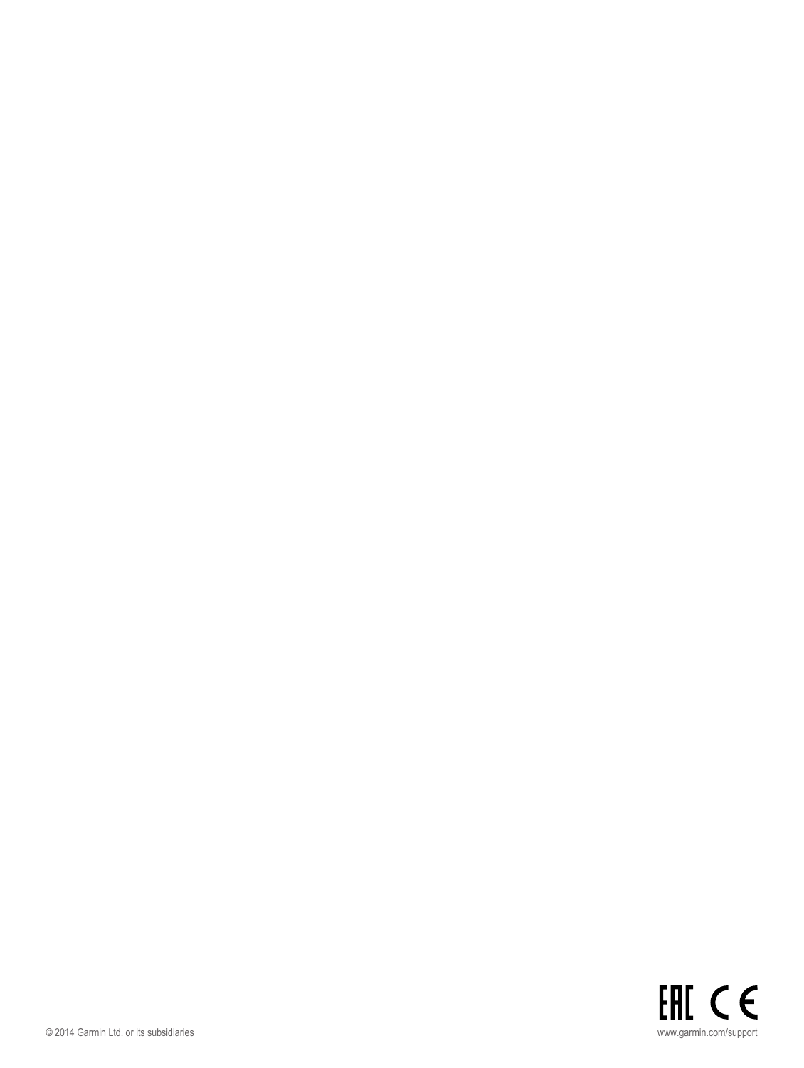EAC CE

© 2014 Garmin Ltd. or its subsidiaries

www.garmin.com/support